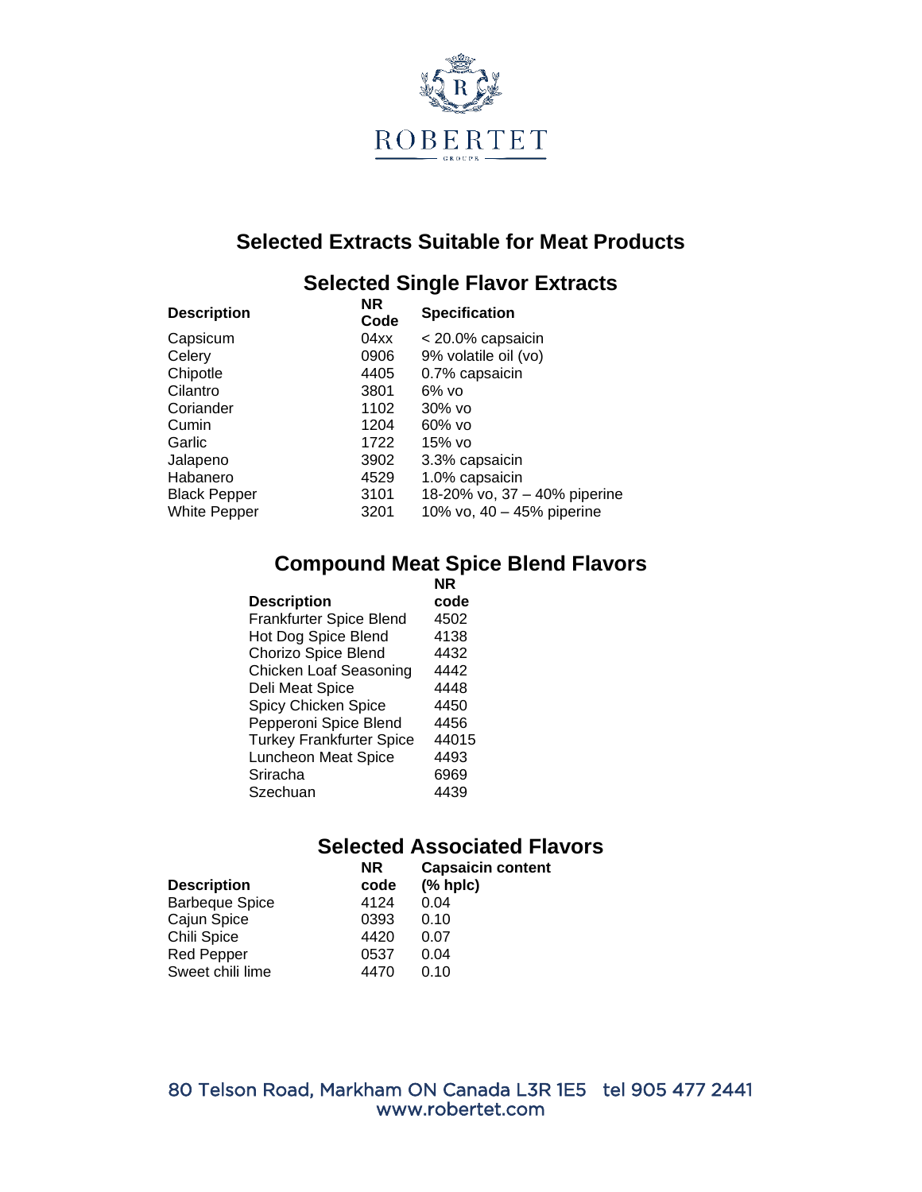ROBERTET

GROUPE

# Selected Extracts Suitable for Meat Products

## Selected Single Flavor Extracts

| Description | NR Code | Specification |
|---|---|---|
| Capsicum | 04xx | < 20.0% capsaicin |
| Celery | 0906 | 9% volatile oil (vo) |
| Chipotle | 4405 | 0.7% capsaicin |
| Cilantro | 3801 | 6% vo |
| Coriander | 1102 | 30% vo |
| Cumin | 1204 | 60% vo |
| Garlic | 1722 | 15% vo |
| Jalapeno | 3902 | 3.3% capsaicin |
| Habanero | 4529 | 1.0% capsaicin |
| Black Pepper | 3101 | 18-20% vo, 37 – 40% piperine |
| White Pepper | 3201 | 10% vo, 40 – 45% piperine |

## Compound Meat Spice Blend Flavors

| Description | NR code |
|---|---|
| Frankfurter Spice Blend | 4502 |
| Hot Dog Spice Blend | 4138 |
| Chorizo Spice Blend | 4432 |
| Chicken Loaf Seasoning | 4442 |
| Deli Meat Spice | 4448 |
| Spicy Chicken Spice | 4450 |
| Pepperoni Spice Blend | 4456 |
| Turkey Frankfurter Spice | 44015 |
| Luncheon Meat Spice | 4493 |
| Sriracha | 6969 |
| Szechuan | 4439 |

## Selected Associated Flavors

| Description | NR code | Capsaicin content (% hplc) |
|---|---|---|
| Barbeque Spice | 4124 | 0.04 |
| Cajun Spice | 0393 | 0.10 |
| Chili Spice | 4420 | 0.07 |
| Red Pepper | 0537 | 0.04 |
| Sweet chili lime | 4470 | 0.10 |

80 Telson Road, Markham ON Canada L3R 1E5 tel 905 477 2441
www.robertet.com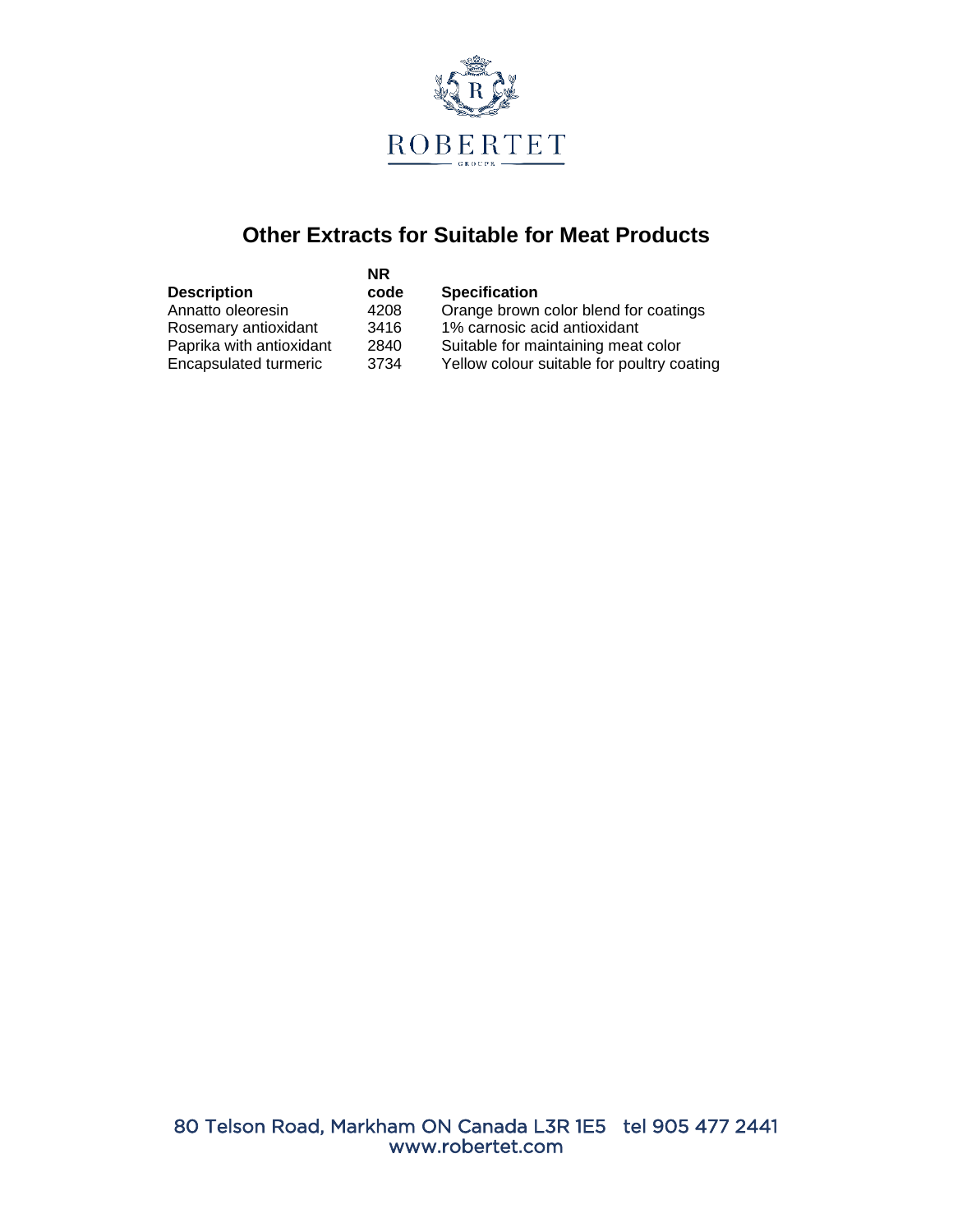ROBERTET

GROUPE

# Other Extracts for Suitable for Meat Products

| Description | NR code | Specification |
| --- | --- | --- |
| Annatto oleoresin | 4208 | Orange brown color blend for coatings |
| Rosemary antioxidant | 3416 | 1% carnosic acid antioxidant |
| Paprika with antioxidant | 2840 | Suitable for maintaining meat color |
| Encapsulated turmeric | 3734 | Yellow colour suitable for poultry coating |

80 Telson Road, Markham ON Canada L3R 1E5 tel 905 477 2441
www.robertet.com